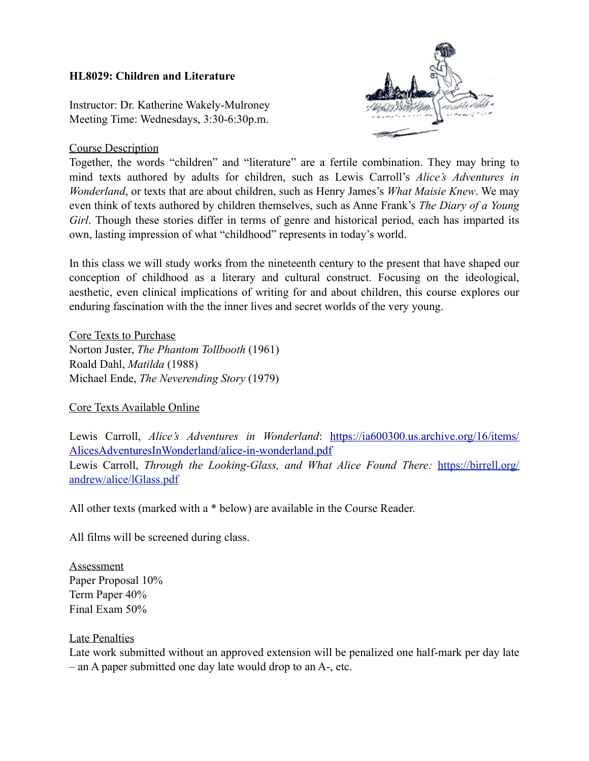**HL8029: Children and Literature**

Instructor: Dr. Katherine Wakely-Mulroney
Meeting Time: Wednesdays, 3:30-6:30p.m.

Course Description

Together, the words "children" and "literature" are a fertile combination. They may bring to mind texts authored by adults for children, such as Lewis Carroll's *Alice's Adventures in Wonderland*, or texts that are about children, such as Henry James's *What Maisie Knew*. We may even think of texts authored by children themselves, such as Anne Frank's *The Diary of a Young Girl*. Though these stories differ in terms of genre and historical period, each has imparted its own, lasting impression of what "childhood" represents in today's world.

In this class we will study works from the nineteenth century to the present that have shaped our conception of childhood as a literary and cultural construct. Focusing on the ideological, aesthetic, even clinical implications of writing for and about children, this course explores our enduring fascination with the the inner lives and secret worlds of the very young.

Core Texts to Purchase

Norton Juster, *The Phantom Tollbooth* (1961)
Roald Dahl, *Matilda* (1988)
Michael Ende, *The Neverending Story* (1979)

Core Texts Available Online

Lewis Carroll, *Alice's Adventures in Wonderland*: [https://ia600300.us.archive.org/16/items/AlicesAdventuresInWonderland/alice-in-wonderland.pdf](https://ia600300.us.archive.org/16/items/AlicesAdventuresInWonderland/alice-in-wonderland.pdf)
Lewis Carroll, *Through the Looking-Glass, and What Alice Found There:* [https://birrell.org/andrew/alice/lGlass.pdf](https://birrell.org/andrew/alice/lGlass.pdf)

All other texts (marked with a * below) are available in the Course Reader.

All films will be screened during class.

Assessment

Paper Proposal 10%
Term Paper 40%
Final Exam 50%

Late Penalties

Late work submitted without an approved extension will be penalized one half-mark per day late – an A paper submitted one day late would drop to an A-, etc.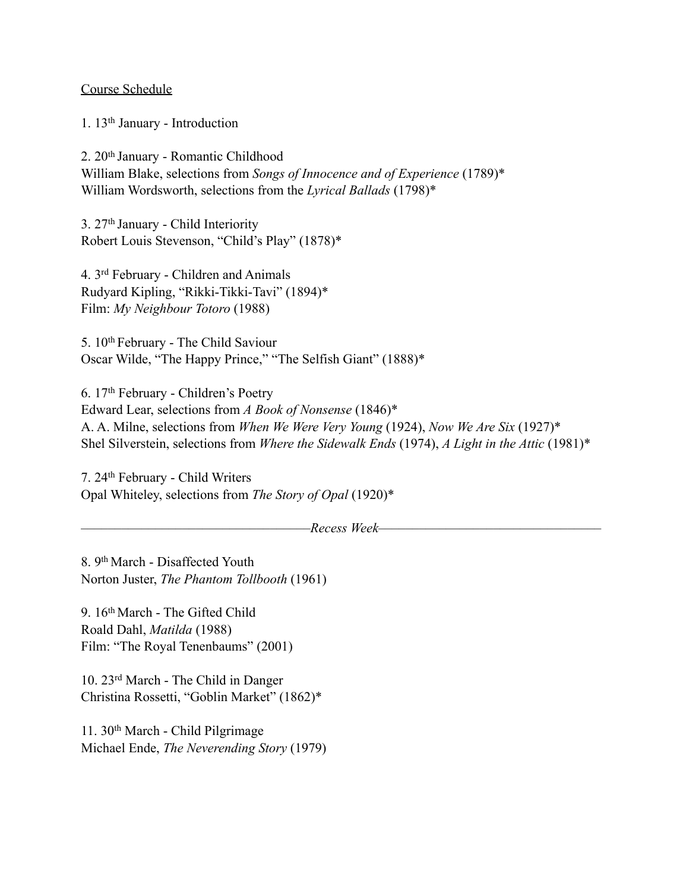<u>Course Schedule</u>

1. 13th January - Introduction

2. 20th January - Romantic Childhood
William Blake, selections from *Songs of Innocence and of Experience* (1789)*
William Wordsworth, selections from the *Lyrical Ballads* (1798)*

3. 27th January - Child Interiority
Robert Louis Stevenson, "Child's Play" (1878)*

4. 3rd February - Children and Animals
Rudyard Kipling, "Rikki-Tikki-Tavi" (1894)*
Film: *My Neighbour Totoro* (1988)

5. 10th February - The Child Saviour
Oscar Wilde, "The Happy Prince," "The Selfish Giant" (1888)*

6. 17th February - Children's Poetry
Edward Lear, selections from *A Book of Nonsense* (1846)*
A. A. Milne, selections from *When We Were Very Young* (1924), *Now We Are Six* (1927)*
Shel Silverstein, selections from *Where the Sidewalk Ends* (1974), *A Light in the Attic* (1981)*

7. 24th February - Child Writers
Opal Whiteley, selections from *The Story of Opal* (1920)*

———————————————*Recess Week*———————————————

8. 9th March - Disaffected Youth
Norton Juster, *The Phantom Tollbooth* (1961)

9. 16th March - The Gifted Child
Roald Dahl, *Matilda* (1988)
Film: "The Royal Tenenbaums" (2001)

10. 23rd March - The Child in Danger
Christina Rossetti, "Goblin Market" (1862)*

11. 30th March - Child Pilgrimage
Michael Ende, *The Neverending Story* (1979)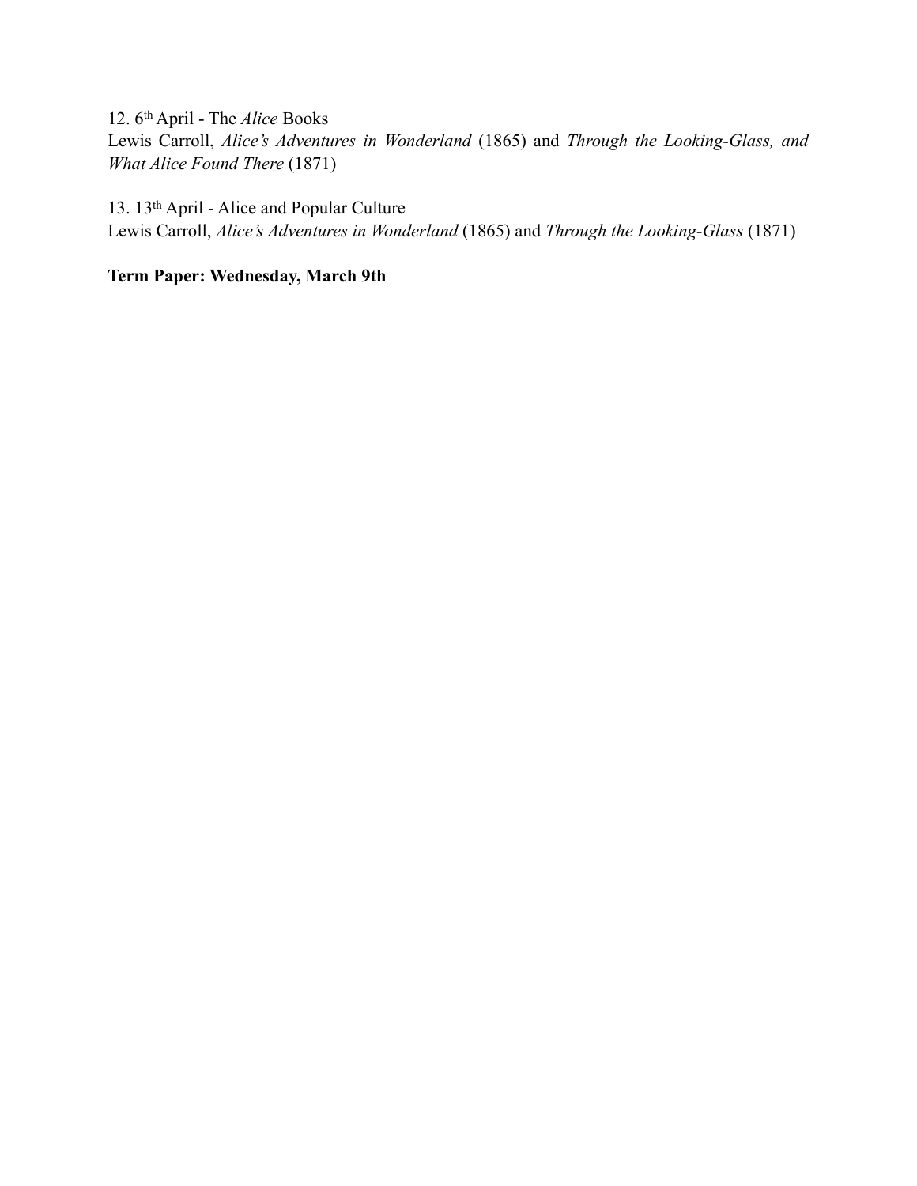12. 6th April - The *Alice* Books

Lewis Carroll, *Alice's Adventures in Wonderland* (1865) and *Through the Looking-Glass, and What Alice Found There* (1871)

13. 13th April - Alice and Popular Culture

Lewis Carroll, *Alice's Adventures in Wonderland* (1865) and *Through the Looking-Glass* (1871)

**Term Paper: Wednesday, March 9th**